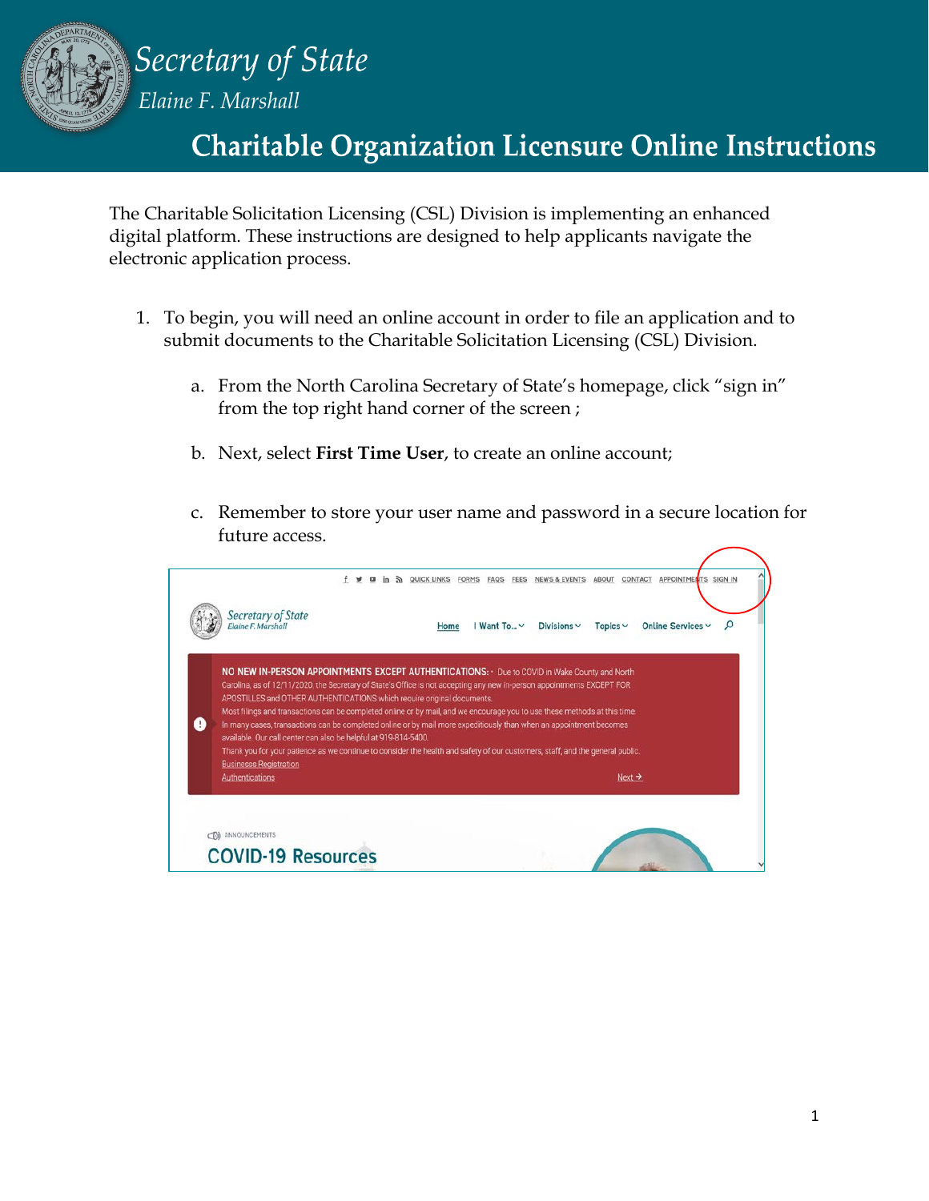# Secretary of State

*Elaine F. Marshall*

## Charitable Organization Licensure Online Instructions

The Charitable Solicitation Licensing (CSL) Division is implementing an enhanced digital platform. These instructions are designed to help applicants navigate the electronic application process.

1. To begin, you will need an online account in order to file an application and to submit documents to the Charitable Solicitation Licensing (CSL) Division.

   a. From the North Carolina Secretary of State's homepage, click "sign in" from the top right hand corner of the screen ;

   b. Next, select **First Time User**, to create an online account;

   c. Remember to store your user name and password in a secure location for future access.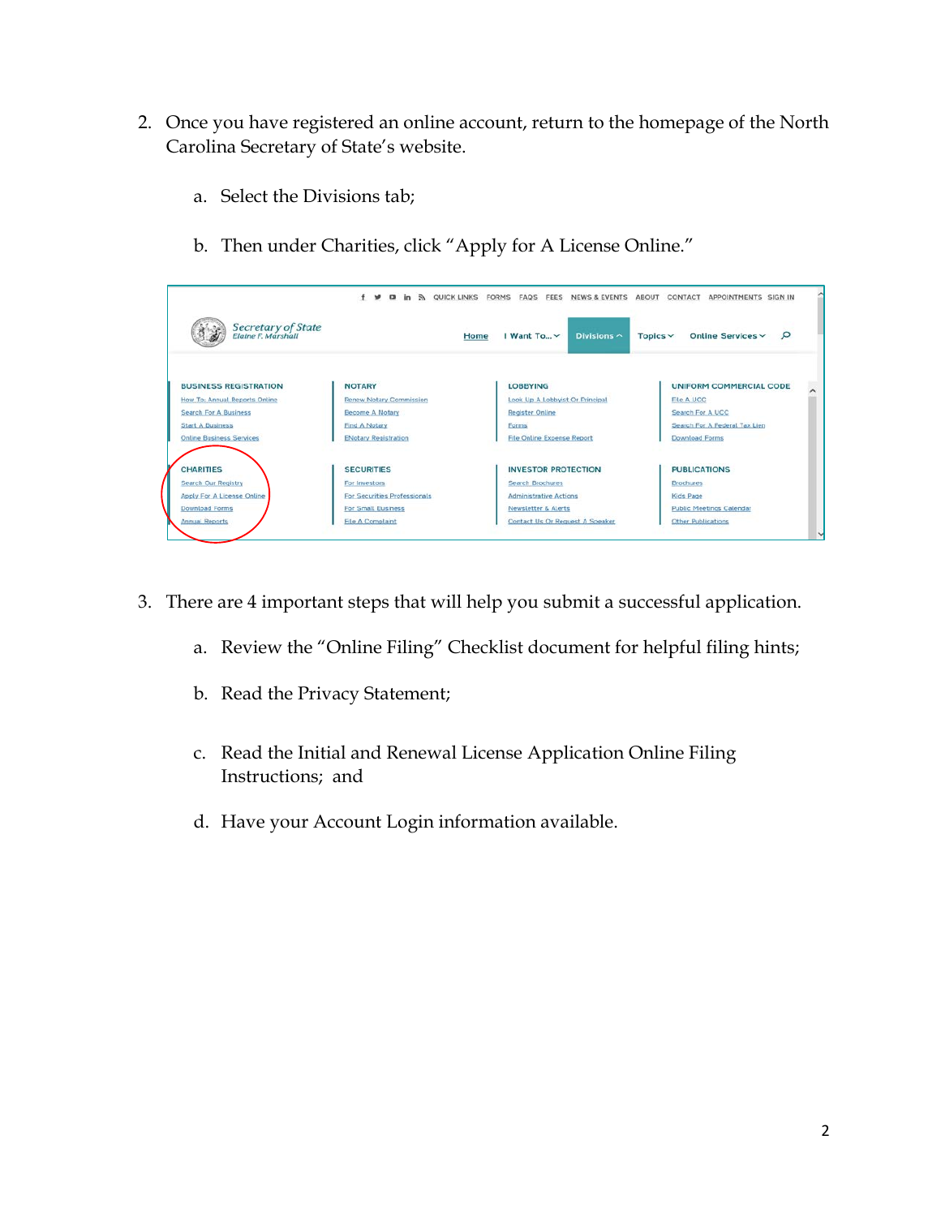2. Once you have registered an online account, return to the homepage of the North Carolina Secretary of State's website.

   a. Select the Divisions tab;

   b. Then under Charities, click "Apply for A License Online."

3. There are 4 important steps that will help you submit a successful application.

   a. Review the "Online Filing" Checklist document for helpful filing hints;

   b. Read the Privacy Statement;

   c. Read the Initial and Renewal License Application Online Filing Instructions; and

   d. Have your Account Login information available.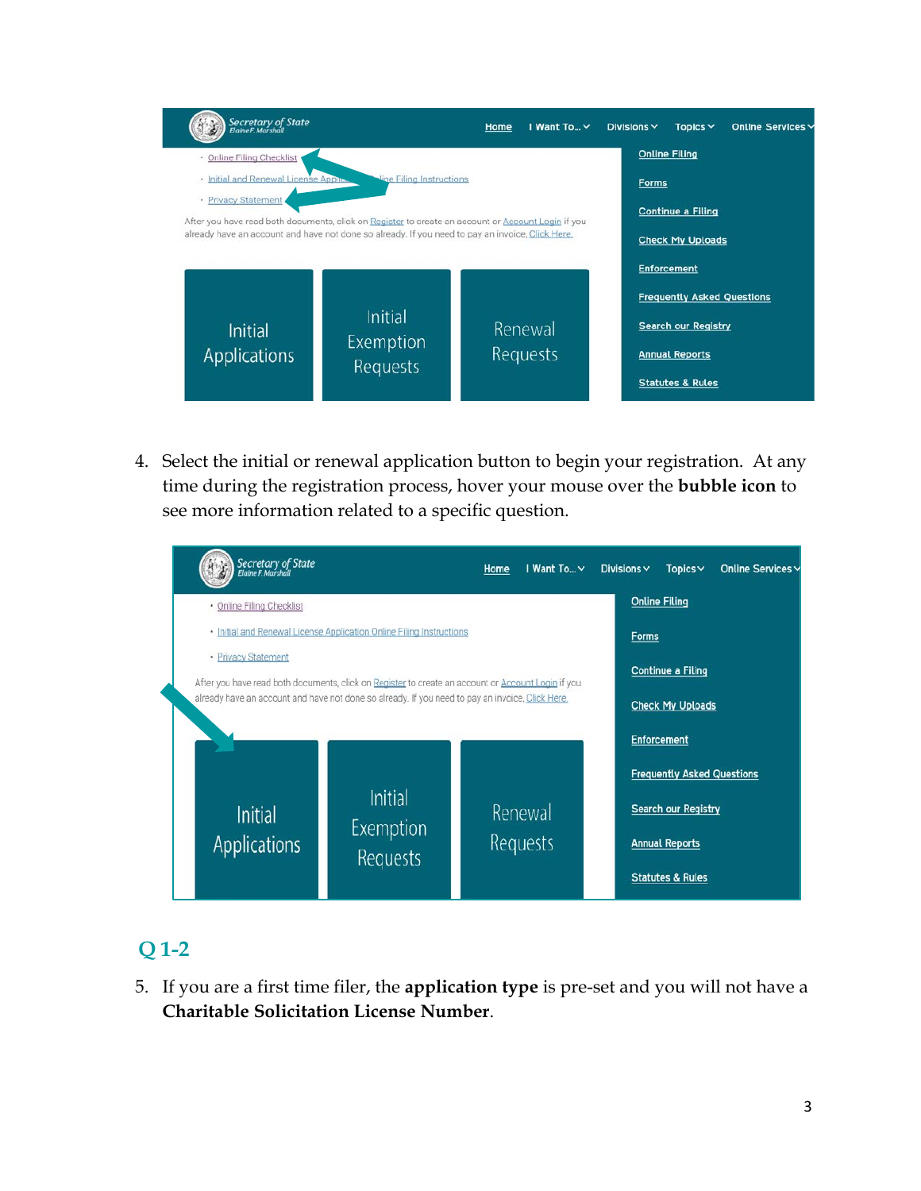4. Select the initial or renewal application button to begin your registration. At any time during the registration process, hover your mouse over the **bubble icon** to see more information related to a specific question.

## Q 1-2

5. If you are a first time filer, the **application type** is pre-set and you will not have a **Charitable Solicitation License Number**.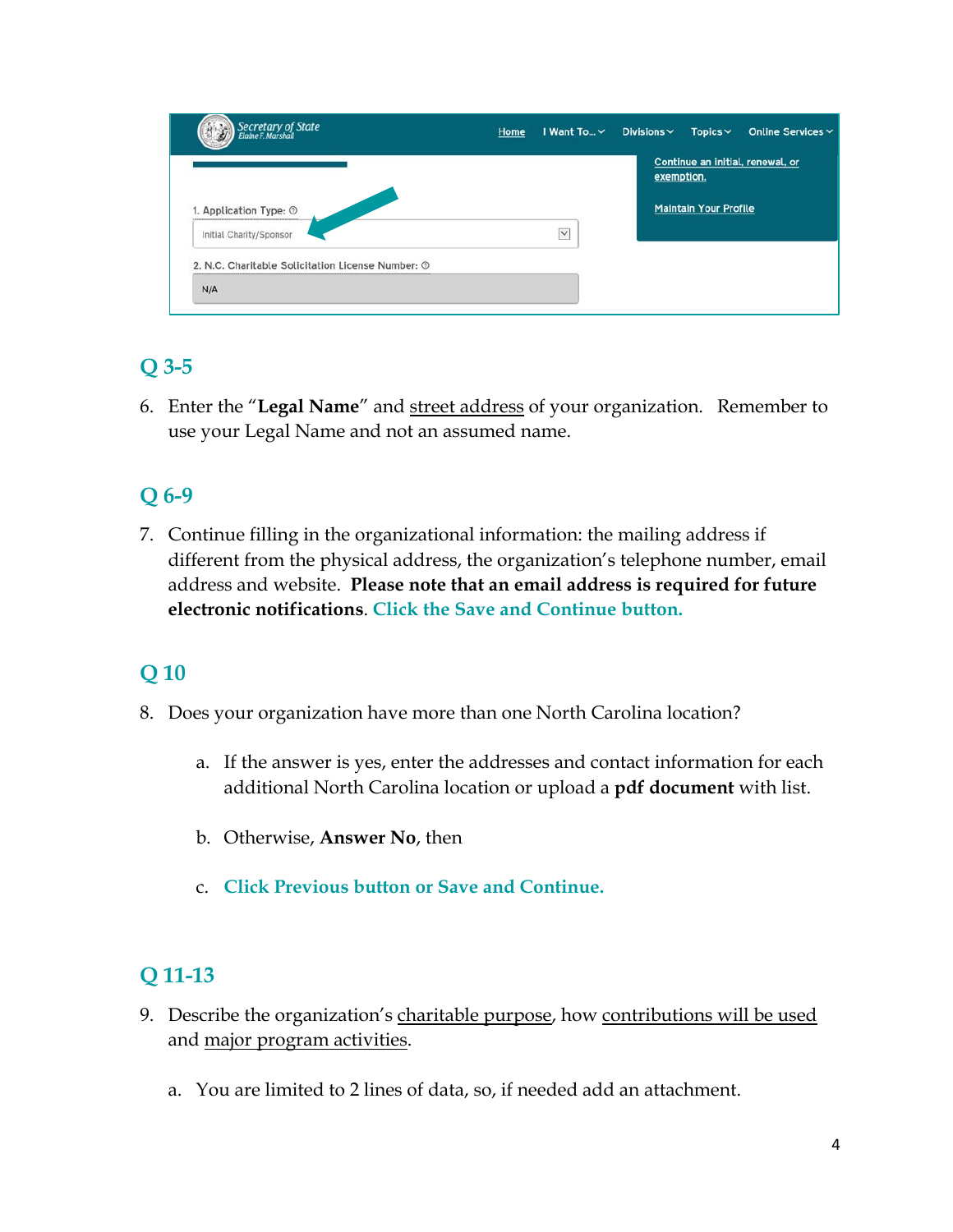Secretary of State Elaine F. Marshall

Home | I Want To... | Divisions | Topics | Online Services

Continue an initial, renewal, or exemption.

Maintain Your Profile

1. Application Type:

Initial Charity/Sponsor

2. N.C. Charitable Solicitation License Number:

N/A

## Q 3-5

6. Enter the "**Legal Name**" and street address of your organization. Remember to use your Legal Name and not an assumed name.

## Q 6-9

7. Continue filling in the organizational information: the mailing address if different from the physical address, the organization's telephone number, email address and website. **Please note that an email address is required for future electronic notifications**. Click the Save and Continue button.

## Q 10

8. Does your organization have more than one North Carolina location?

   a. If the answer is yes, enter the addresses and contact information for each additional North Carolina location or upload a **pdf document** with list.

   b. Otherwise, **Answer No**, then

   c. Click Previous button or Save and Continue.

## Q 11-13

9. Describe the organization's charitable purpose, how contributions will be used and major program activities.

   a. You are limited to 2 lines of data, so, if needed add an attachment.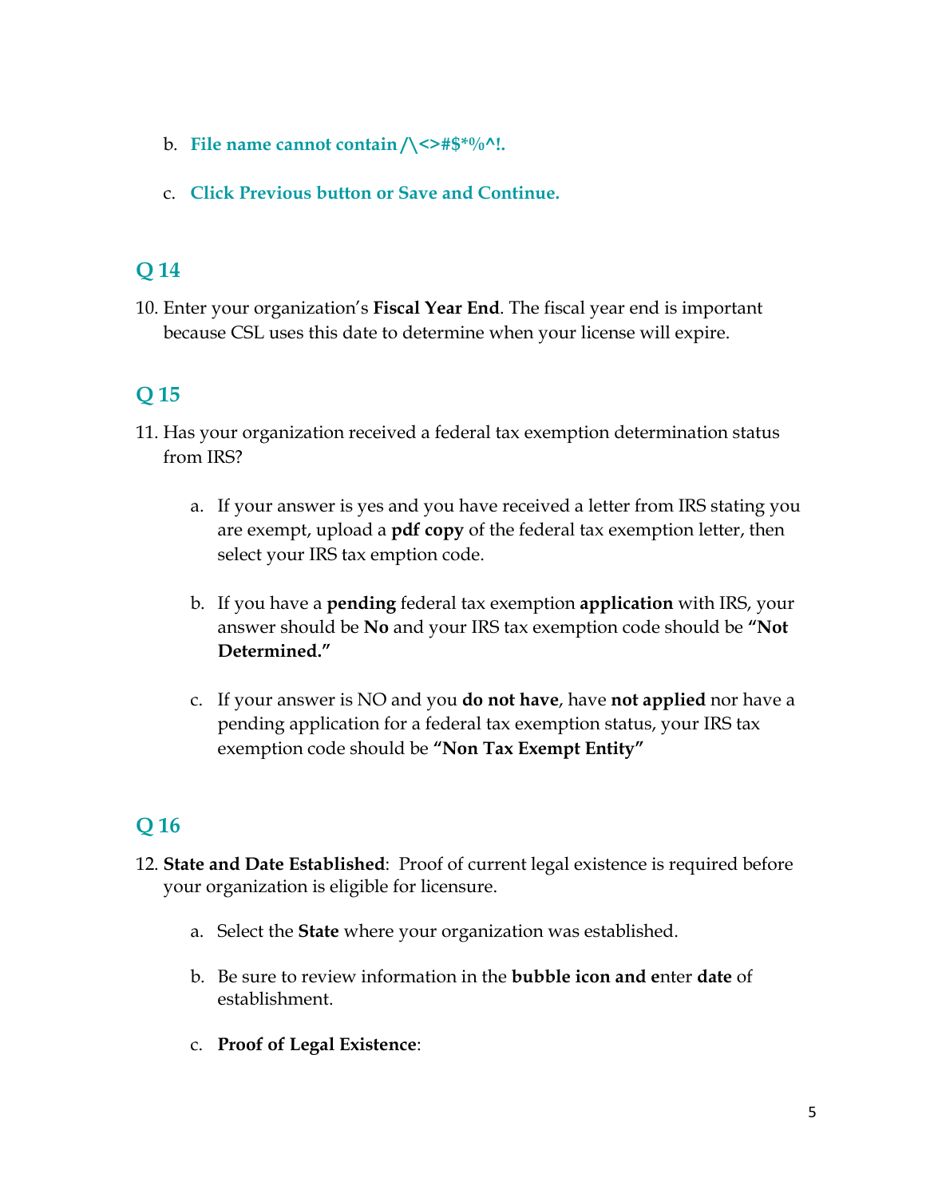b. **File name cannot contain /\<>#$*%^!.**

c. **Click Previous button or Save and Continue.**

## Q 14

10. Enter your organization's **Fiscal Year End**. The fiscal year end is important because CSL uses this date to determine when your license will expire.

## Q 15

11. Has your organization received a federal tax exemption determination status from IRS?

    a. If your answer is yes and you have received a letter from IRS stating you are exempt, upload a **pdf copy** of the federal tax exemption letter, then select your IRS tax emption code.

    b. If you have a **pending** federal tax exemption **application** with IRS, your answer should be **No** and your IRS tax exemption code should be **"Not Determined."**

    c. If your answer is NO and you **do not have**, have **not applied** nor have a pending application for a federal tax exemption status, your IRS tax exemption code should be **"Non Tax Exempt Entity"**

## Q 16

12. **State and Date Established**: Proof of current legal existence is required before your organization is eligible for licensure.

    a. Select the **State** where your organization was established.

    b. Be sure to review information in the **bubble icon and e**nter **date** of establishment.

    c. **Proof of Legal Existence**: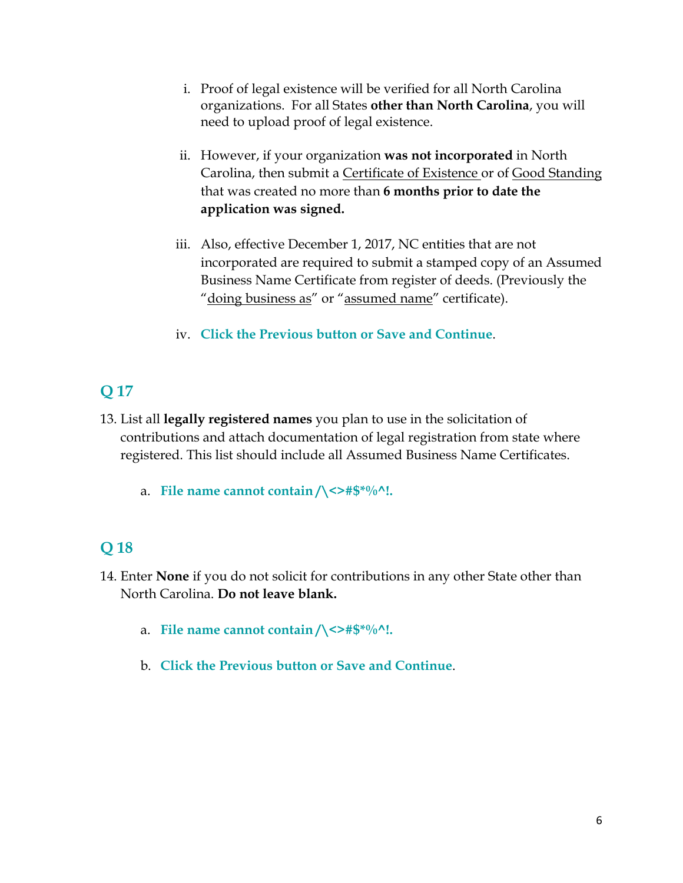i. Proof of legal existence will be verified for all North Carolina organizations. For all States **other than North Carolina**, you will need to upload proof of legal existence.

ii. However, if your organization **was not incorporated** in North Carolina, then submit a Certificate of Existence or of Good Standing that was created no more than **6 months prior to date the application was signed.**

iii. Also, effective December 1, 2017, NC entities that are not incorporated are required to submit a stamped copy of an Assumed Business Name Certificate from register of deeds. (Previously the "doing business as" or "assumed name" certificate).

iv. **Click the Previous button or Save and Continue**.

## Q 17

13. List all **legally registered names** you plan to use in the solicitation of contributions and attach documentation of legal registration from state where registered. This list should include all Assumed Business Name Certificates.

    a. **File name cannot contain /\<>#$*%^!.**

## Q 18

14. Enter **None** if you do not solicit for contributions in any other State other than North Carolina. **Do not leave blank.**

    a. **File name cannot contain /\<>#$*%^!.**

    b. **Click the Previous button or Save and Continue**.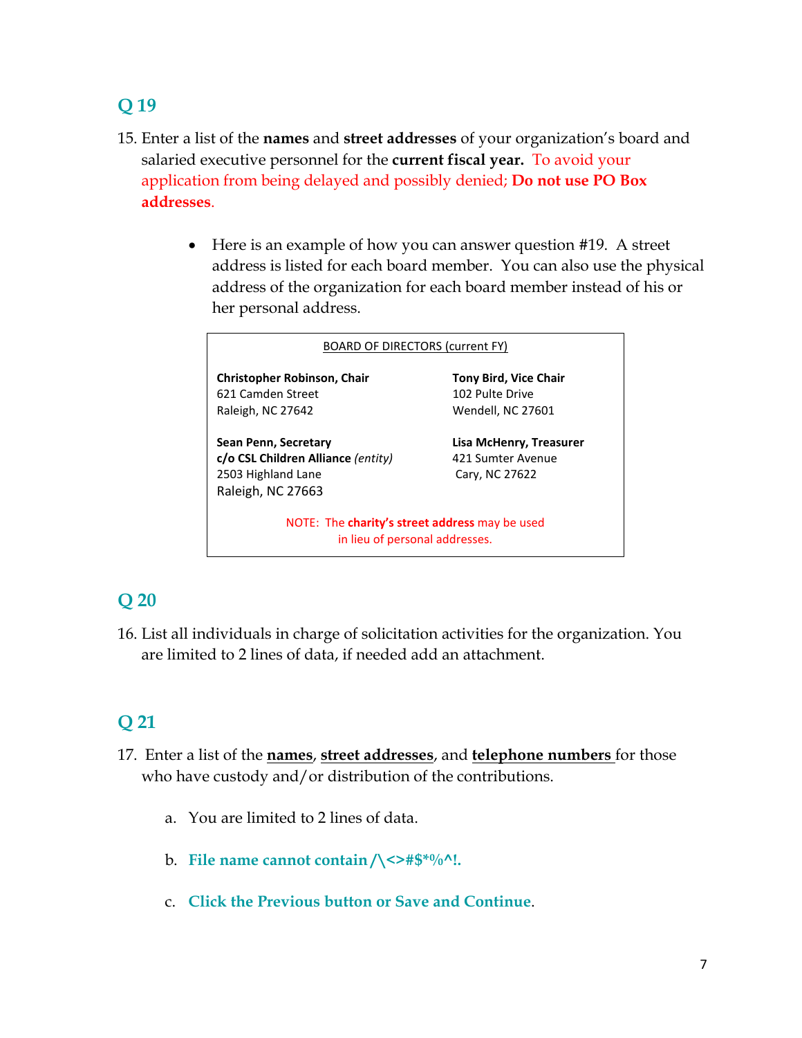## Q 19

15. Enter a list of the **names** and **street addresses** of your organization's board and salaried executive personnel for the **current fiscal year.** To avoid your application from being delayed and possibly denied; **Do not use PO Box addresses**.

   - Here is an example of how you can answer question #19. A street address is listed for each board member. You can also use the physical address of the organization for each board member instead of his or her personal address.

> BOARD OF DIRECTORS (current FY)
>
> **Christopher Robinson, Chair**
> 621 Camden Street
> Raleigh, NC 27642
>
> **Tony Bird, Vice Chair**
> 102 Pulte Drive
> Wendell, NC 27601
>
> **Sean Penn, Secretary**
> **c/o CSL Children Alliance** *(entity)*
> 2503 Highland Lane
> Raleigh, NC 27663
>
> **Lisa McHenry, Treasurer**
> 421 Sumter Avenue
> Cary, NC 27622
>
> NOTE: The **charity's street address** may be used in lieu of personal addresses.

## Q 20

16. List all individuals in charge of solicitation activities for the organization. You are limited to 2 lines of data, if needed add an attachment.

## Q 21

17. Enter a list of the **names**, **street addresses**, and **telephone numbers** for those who have custody and/or distribution of the contributions.

   a. You are limited to 2 lines of data.

   b. **File name cannot contain /\<>#$*%^!.**

   c. **Click the Previous button or Save and Continue**.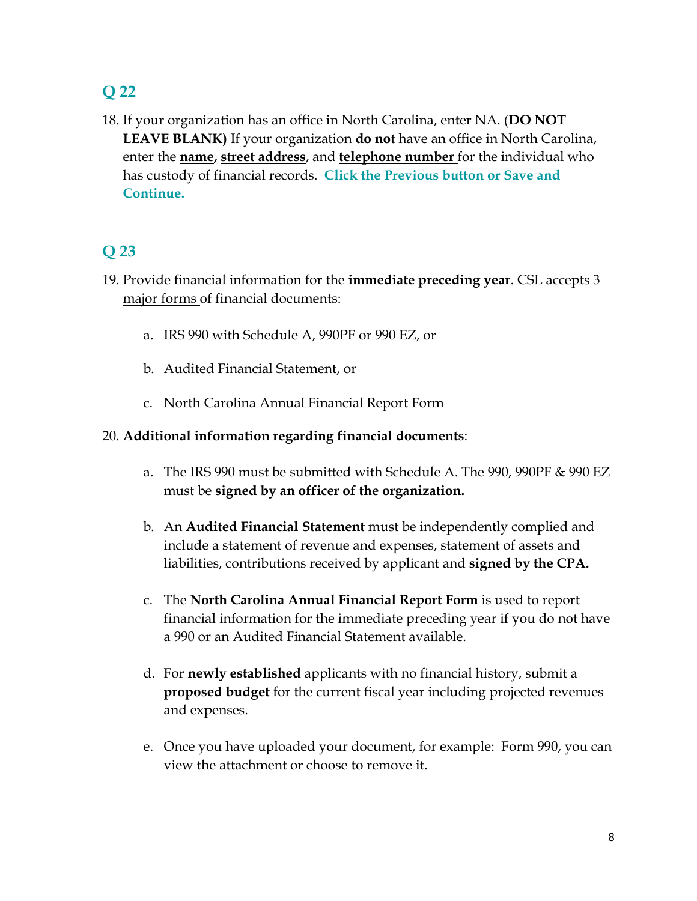## Q 22

18. If your organization has an office in North Carolina, enter NA. (**DO NOT LEAVE BLANK)** If your organization **do not** have an office in North Carolina, enter the **name, street address**, and **telephone number** for the individual who has custody of financial records. **Click the Previous button or Save and Continue.**

## Q 23

19. Provide financial information for the **immediate preceding year**. CSL accepts 3 major forms of financial documents:

    a. IRS 990 with Schedule A, 990PF or 990 EZ, or

    b. Audited Financial Statement, or

    c. North Carolina Annual Financial Report Form

20. **Additional information regarding financial documents**:

    a. The IRS 990 must be submitted with Schedule A. The 990, 990PF & 990 EZ must be **signed by an officer of the organization.**

    b. An **Audited Financial Statement** must be independently complied and include a statement of revenue and expenses, statement of assets and liabilities, contributions received by applicant and **signed by the CPA.**

    c. The **North Carolina Annual Financial Report Form** is used to report financial information for the immediate preceding year if you do not have a 990 or an Audited Financial Statement available.

    d. For **newly established** applicants with no financial history, submit a **proposed budget** for the current fiscal year including projected revenues and expenses.

    e. Once you have uploaded your document, for example: Form 990, you can view the attachment or choose to remove it.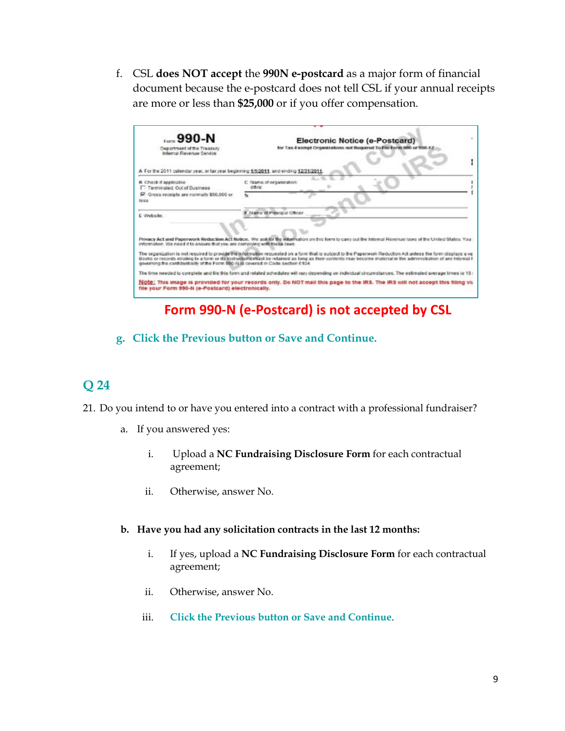f. CSL **does NOT accept** the **990N e-postcard** as a major form of financial document because the e-postcard does not tell CSL if your annual receipts are more or less than **$25,000** or if you offer compensation.

**Form 990-N (e-Postcard) is not accepted by CSL**

g. **Click the Previous button or Save and Continue.**

## Q 24

21. Do you intend to or have you entered into a contract with a professional fundraiser?

   a. If you answered yes:

      i. Upload a **NC Fundraising Disclosure Form** for each contractual agreement;

      ii. Otherwise, answer No.

   **b. Have you had any solicitation contracts in the last 12 months:**

      i. If yes, upload a **NC Fundraising Disclosure Form** for each contractual agreement;

      ii. Otherwise, answer No.

      iii. **Click the Previous button or Save and Continue**.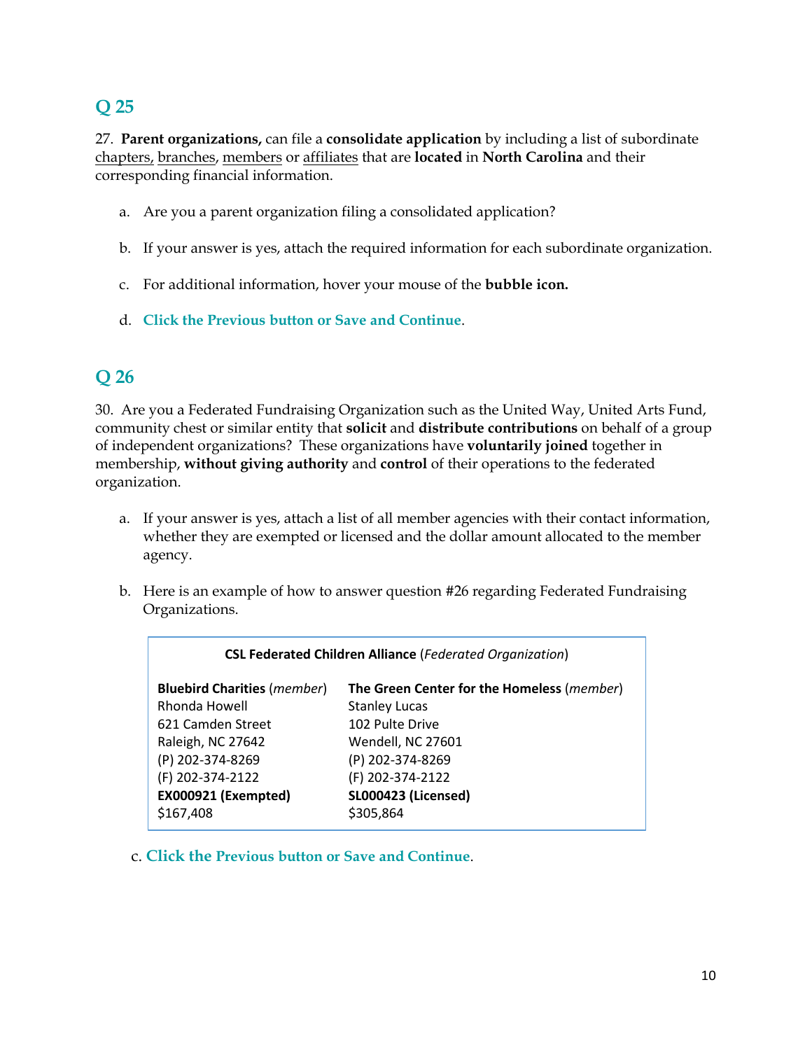## Q 25

27. **Parent organizations,** can file a **consolidate application** by including a list of subordinate chapters, branches, members or affiliates that are **located** in **North Carolina** and their corresponding financial information.

   a. Are you a parent organization filing a consolidated application?

   b. If your answer is yes, attach the required information for each subordinate organization.

   c. For additional information, hover your mouse of the **bubble icon.**

   d. **Click the Previous button or Save and Continue**.

## Q 26

30. Are you a Federated Fundraising Organization such as the United Way, United Arts Fund, community chest or similar entity that **solicit** and **distribute contributions** on behalf of a group of independent organizations? These organizations have **voluntarily joined** together in membership, **without giving authority** and **control** of their operations to the federated organization.

   a. If your answer is yes, attach a list of all member agencies with their contact information, whether they are exempted or licensed and the dollar amount allocated to the member agency.

   b. Here is an example of how to answer question #26 regarding Federated Fundraising Organizations.

**CSL Federated Children Alliance** (*Federated Organization*)

| **Bluebird Charities** (*member*) | **The Green Center for the Homeless** (*member*) |
|---|---|
| Rhonda Howell | Stanley Lucas |
| 621 Camden Street | 102 Pulte Drive |
| Raleigh, NC 27642 | Wendell, NC 27601 |
| (P) 202-374-8269 | (P) 202-374-8269 |
| (F) 202-374-2122 | (F) 202-374-2122 |
| **EX000921 (Exempted)** | **SL000423 (Licensed)** |
| $167,408 | $305,864 |

   c. **Click the Previous button or Save and Continue**.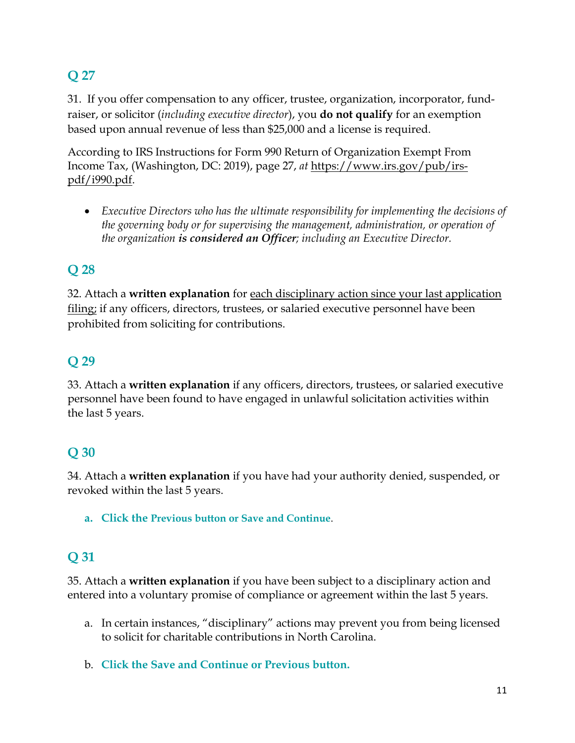## Q 27

31. If you offer compensation to any officer, trustee, organization, incorporator, fund-raiser, or solicitor (*including executive director*), you **do not qualify** for an exemption based upon annual revenue of less than $25,000 and a license is required.

According to IRS Instructions for Form 990 Return of Organization Exempt From Income Tax, (Washington, DC: 2019), page 27, *at* https://www.irs.gov/pub/irs-pdf/i990.pdf.

- *Executive Directors who has the ultimate responsibility for implementing the decisions of the governing body or for supervising the management, administration, or operation of the organization **is considered an Officer**; including an Executive Director.*

## Q 28

32. Attach a **written explanation** for each disciplinary action since your last application filing; if any officers, directors, trustees, or salaried executive personnel have been prohibited from soliciting for contributions.

## Q 29

33. Attach a **written explanation** if any officers, directors, trustees, or salaried executive personnel have been found to have engaged in unlawful solicitation activities within the last 5 years.

## Q 30

34. Attach a **written explanation** if you have had your authority denied, suspended, or revoked within the last 5 years.

   a. **Click the Previous button or Save and Continue**.

## Q 31

35. Attach a **written explanation** if you have been subject to a disciplinary action and entered into a voluntary promise of compliance or agreement within the last 5 years.

   a. In certain instances, "disciplinary" actions may prevent you from being licensed to solicit for charitable contributions in North Carolina.

   b. **Click the Save and Continue or Previous button.**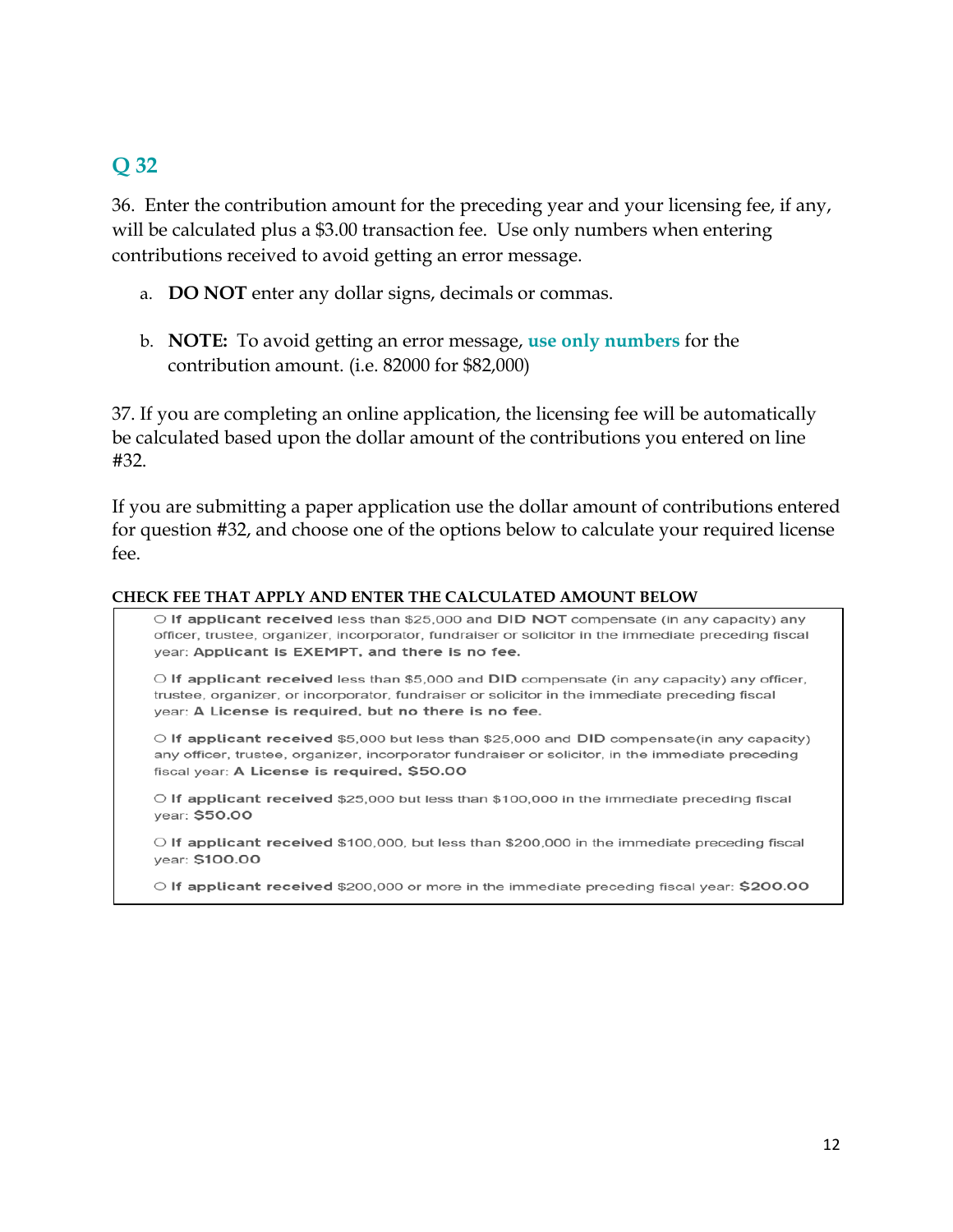## Q 32

36. Enter the contribution amount for the preceding year and your licensing fee, if any, will be calculated plus a $3.00 transaction fee. Use only numbers when entering contributions received to avoid getting an error message.

   a. **DO NOT** enter any dollar signs, decimals or commas.

   b. **NOTE:** To avoid getting an error message, **use only numbers** for the contribution amount. (i.e. 82000 for $82,000)

37. If you are completing an online application, the licensing fee will be automatically be calculated based upon the dollar amount of the contributions you entered on line #32.

If you are submitting a paper application use the dollar amount of contributions entered for question #32, and choose one of the options below to calculate your required license fee.

**CHECK FEE THAT APPLY AND ENTER THE CALCULATED AMOUNT BELOW**

○ **If applicant received** less than $25,000 and **DID NOT** compensate (in any capacity) any officer, trustee, organizer, incorporator, fundraiser or solicitor in the immediate preceding fiscal year: **Applicant is EXEMPT, and there is no fee.**

○ **If applicant received** less than $5,000 and **DID** compensate (in any capacity) any officer, trustee, organizer, or incorporator, fundraiser or solicitor in the immediate preceding fiscal year: **A License is required, but no there is no fee.**

○ **If applicant received** $5,000 but less than $25,000 and **DID** compensate(in any capacity) any officer, trustee, organizer, incorporator fundraiser or solicitor, in the immediate preceding fiscal year: **A License is required, $50.00**

○ **If applicant received** $25,000 but less than $100,000 in the immediate preceding fiscal year: **$50.00**

○ **If applicant received** $100,000, but less than $200,000 in the immediate preceding fiscal year: **$100.00**

○ **If applicant received** $200,000 or more in the immediate preceding fiscal year: **$200.00**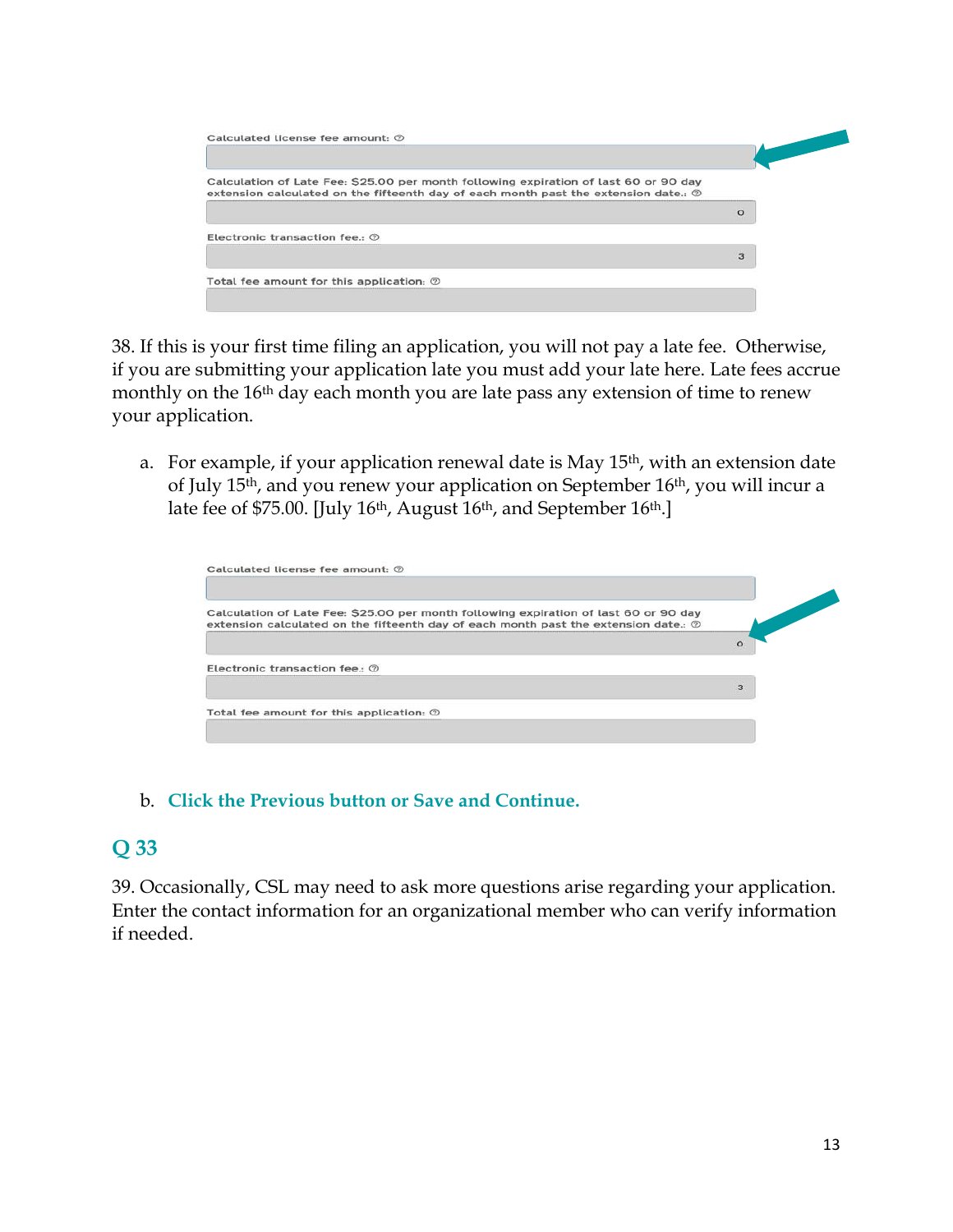Calculated license fee amount:

Calculation of Late Fee: $25.00 per month following expiration of last 60 or 90 day extension calculated on the fifteenth day of each month past the extension date.: 0

Electronic transaction fee.: 3

Total fee amount for this application:

38. If this is your first time filing an application, you will not pay a late fee. Otherwise, if you are submitting your application late you must add your late here. Late fees accrue monthly on the 16th day each month you are late pass any extension of time to renew your application.

   a. For example, if your application renewal date is May 15th, with an extension date of July 15th, and you renew your application on September 16th, you will incur a late fee of $75.00. [July 16th, August 16th, and September 16th.]

Calculated license fee amount:

Calculation of Late Fee: $25.00 per month following expiration of last 60 or 90 day extension calculated on the fifteenth day of each month past the extension date.: 0

Electronic transaction fee.: 3

Total fee amount for this application:

   b. **Click the Previous button or Save and Continue.**

## Q 33

39. Occasionally, CSL may need to ask more questions arise regarding your application. Enter the contact information for an organizational member who can verify information if needed.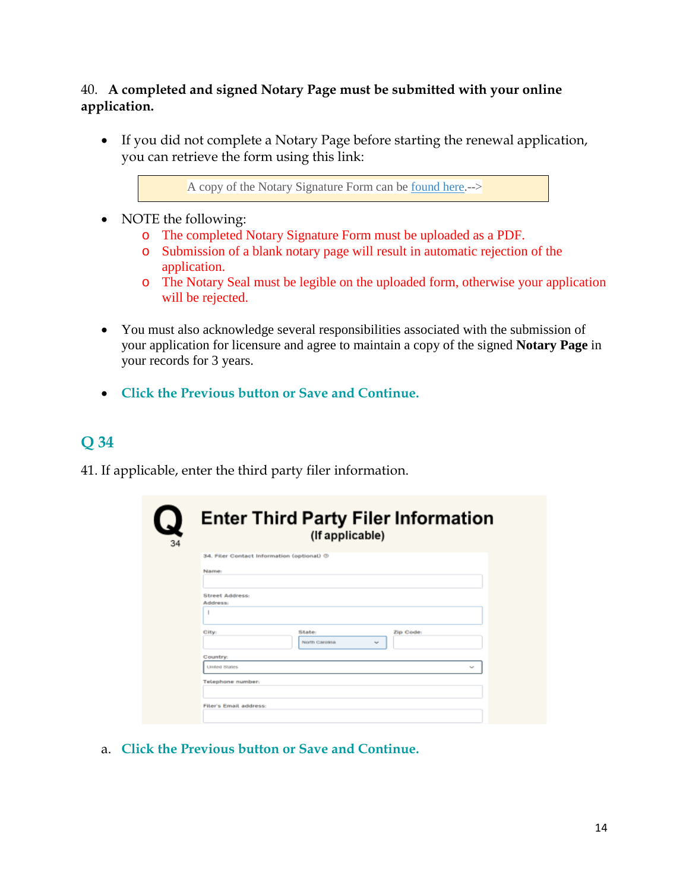40. **A completed and signed Notary Page must be submitted with your online application.**

- If you did not complete a Notary Page before starting the renewal application, you can retrieve the form using this link:

  > A copy of the Notary Signature Form can be found here.-->

- NOTE the following:
  - The completed Notary Signature Form must be uploaded as a PDF.
  - Submission of a blank notary page will result in automatic rejection of the application.
  - The Notary Seal must be legible on the uploaded form, otherwise your application will be rejected.

- You must also acknowledge several responsibilities associated with the submission of your application for licensure and agree to maintain a copy of the signed **Notary Page** in your records for 3 years.

- **Click the Previous button or Save and Continue.**

## Q 34

41. If applicable, enter the third party filer information.

**Q 34**

**Enter Third Party Filer Information**
**(If applicable)**

34. Filer Contact Information (optional)

Name:

Street Address:
Address:

City: | State: North Carolina | Zip Code:

Country: United States

Telephone number:

Filer's Email address:

a. **Click the Previous button or Save and Continue.**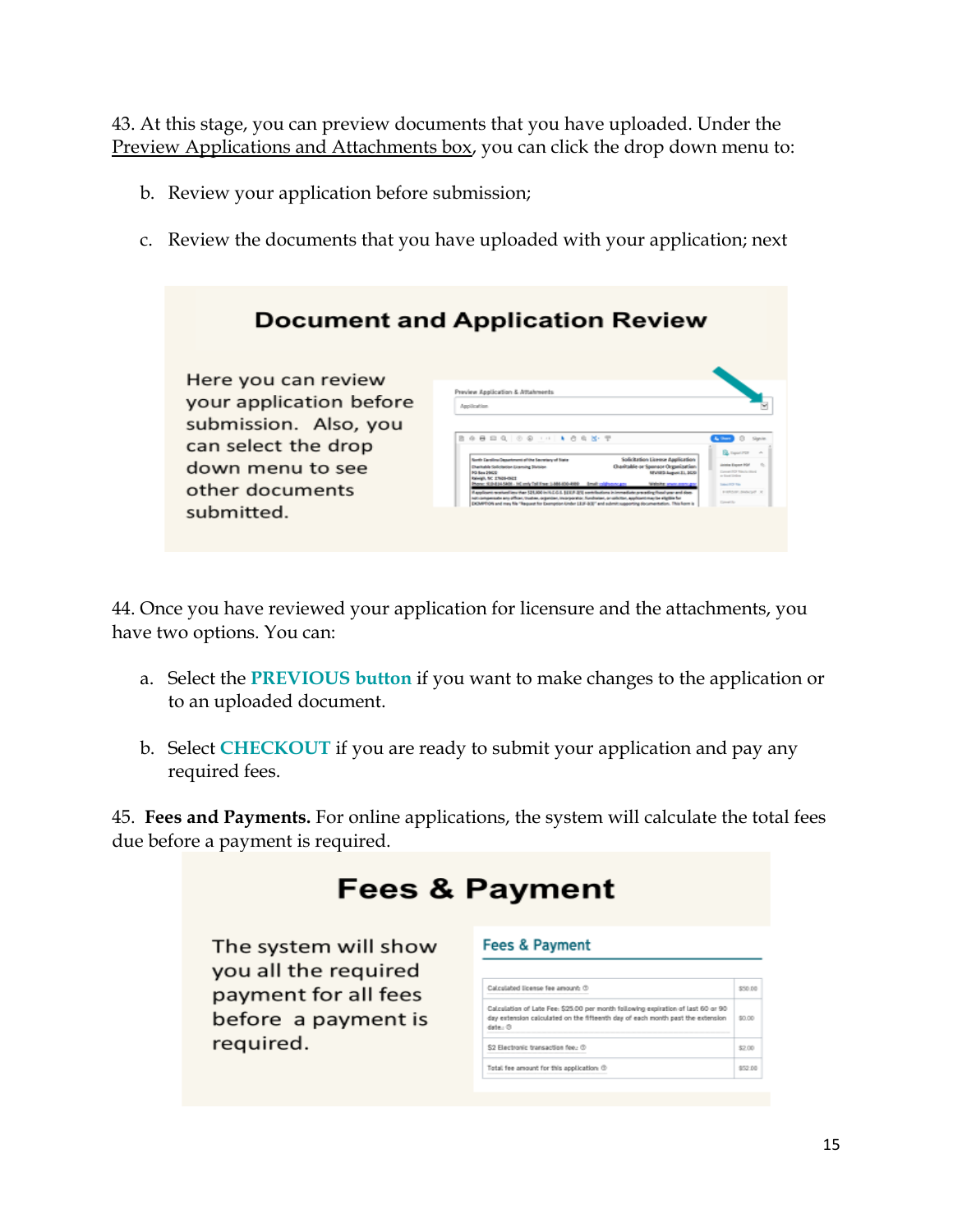43. At this stage, you can preview documents that you have uploaded. Under the Preview Applications and Attachments box, you can click the drop down menu to:

b. Review your application before submission;

c. Review the documents that you have uploaded with your application; next

**Document and Application Review**

Here you can review your application before submission. Also, you can select the drop down menu to see other documents submitted.

44. Once you have reviewed your application for licensure and the attachments, you have two options. You can:

a. Select the **PREVIOUS button** if you want to make changes to the application or to an uploaded document.

b. Select **CHECKOUT** if you are ready to submit your application and pay any required fees.

45. **Fees and Payments.** For online applications, the system will calculate the total fees due before a payment is required.

**Fees & Payment**

The system will show you all the required payment for all fees before a payment is required.

Fees & Payment

| | |
|---|---|
| Calculated license fee amount: | $50.00 |
| Calculation of Late Fee: $25.00 per month following expiration of last 60 or 90 day extension calculated on the fifteenth day of each month past the extension date.: | $0.00 |
| $2 Electronic transaction fee.: | $2.00 |
| Total fee amount for this application: | $52.00 |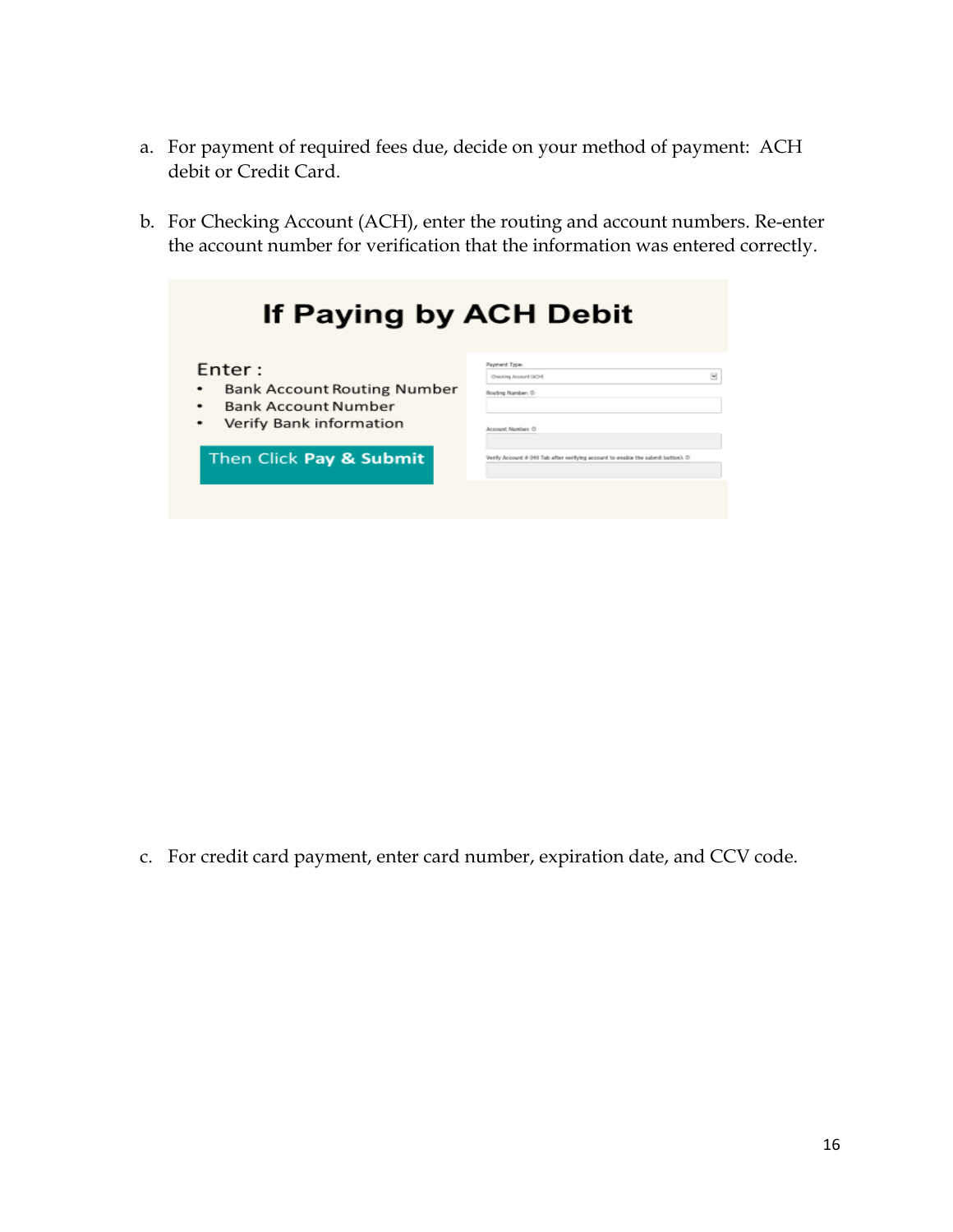a. For payment of required fees due, decide on your method of payment: ACH debit or Credit Card.

b. For Checking Account (ACH), enter the routing and account numbers. Re-enter the account number for verification that the information was entered correctly.

## If Paying by ACH Debit

Enter :

- Bank Account Routing Number
- Bank Account Number
- Verify Bank information

Then Click **Pay & Submit**

Payment Type:

Checking Account (ACH)

Routing Number:

Account Number:

Verify Account # (Hit Tab after verifying account to enable the submit button):

c. For credit card payment, enter card number, expiration date, and CCV code.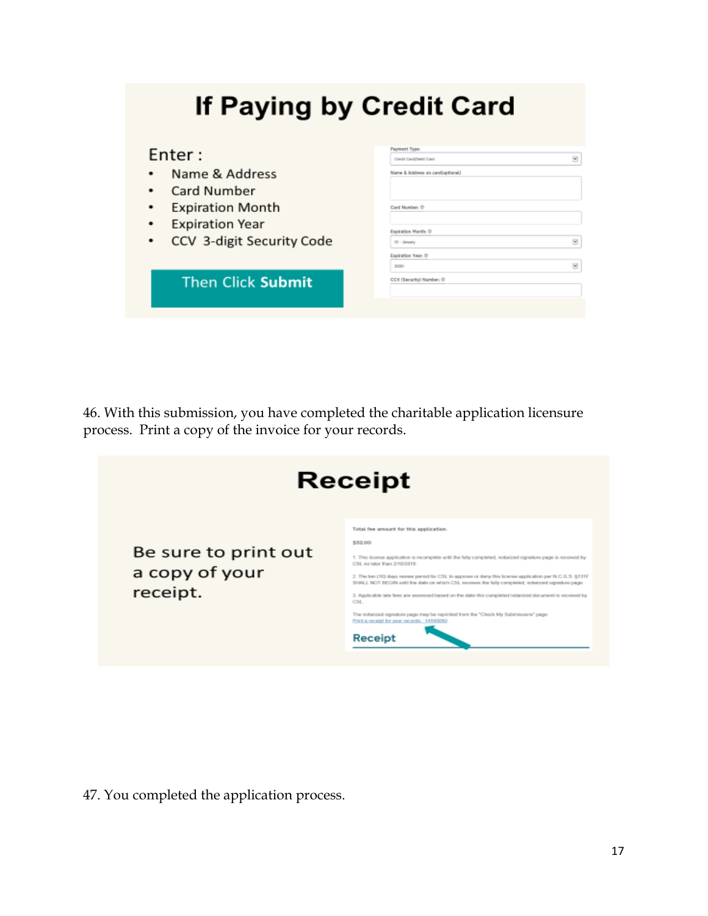# If Paying by Credit Card

Enter :

- Name & Address
- Card Number
- Expiration Month
- Expiration Year
- CCV 3-digit Security Code

Then Click **Submit**

Payment Type:

Credit Card/Debit Card

Name & Address on card(optional)

Card Number:

Expiration Month:

01 - January

Expiration Year:

2020

CCV (Security) Number:

46. With this submission, you have completed the charitable application licensure process. Print a copy of the invoice for your records.

# Receipt

Be sure to print out a copy of your receipt.

Total fee amount for this application:

$52.00

1. This license application is incomplete until the fully completed, notarized signature page is received by CSL no later than 2/10/2018.

2. The ten (10) days review period for CSL to approve or deny this license application per N.C.G.S. §131F SHALL NOT BEGIN until the date on which CSL receives the fully completed, notarized signature page.

3. Applicable late fees are assessed based on the date this completed notarized document is received by CSL.

The notarized signature page may be reprinted from the "Check My Submissions" page

Print a receipt for your records 14180069

Receipt

47. You completed the application process.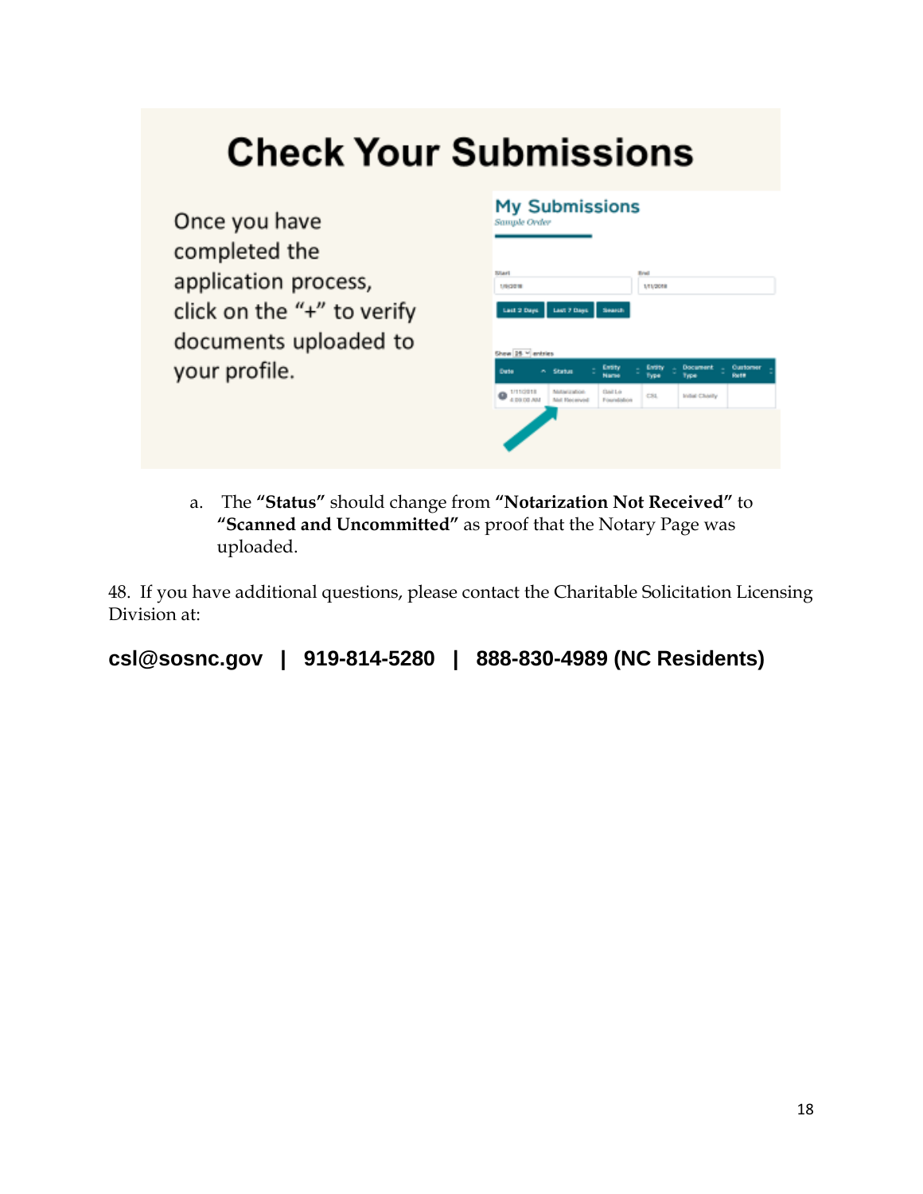# Check Your Submissions

Once you have completed the application process, click on the "+" to verify documents uploaded to your profile.

a. The **"Status"** should change from **"Notarization Not Received"** to **"Scanned and Uncommitted"** as proof that the Notary Page was uploaded.

48. If you have additional questions, please contact the Charitable Solicitation Licensing Division at:

**csl@sosnc.gov | 919-814-5280 | 888-830-4989 (NC Residents)**